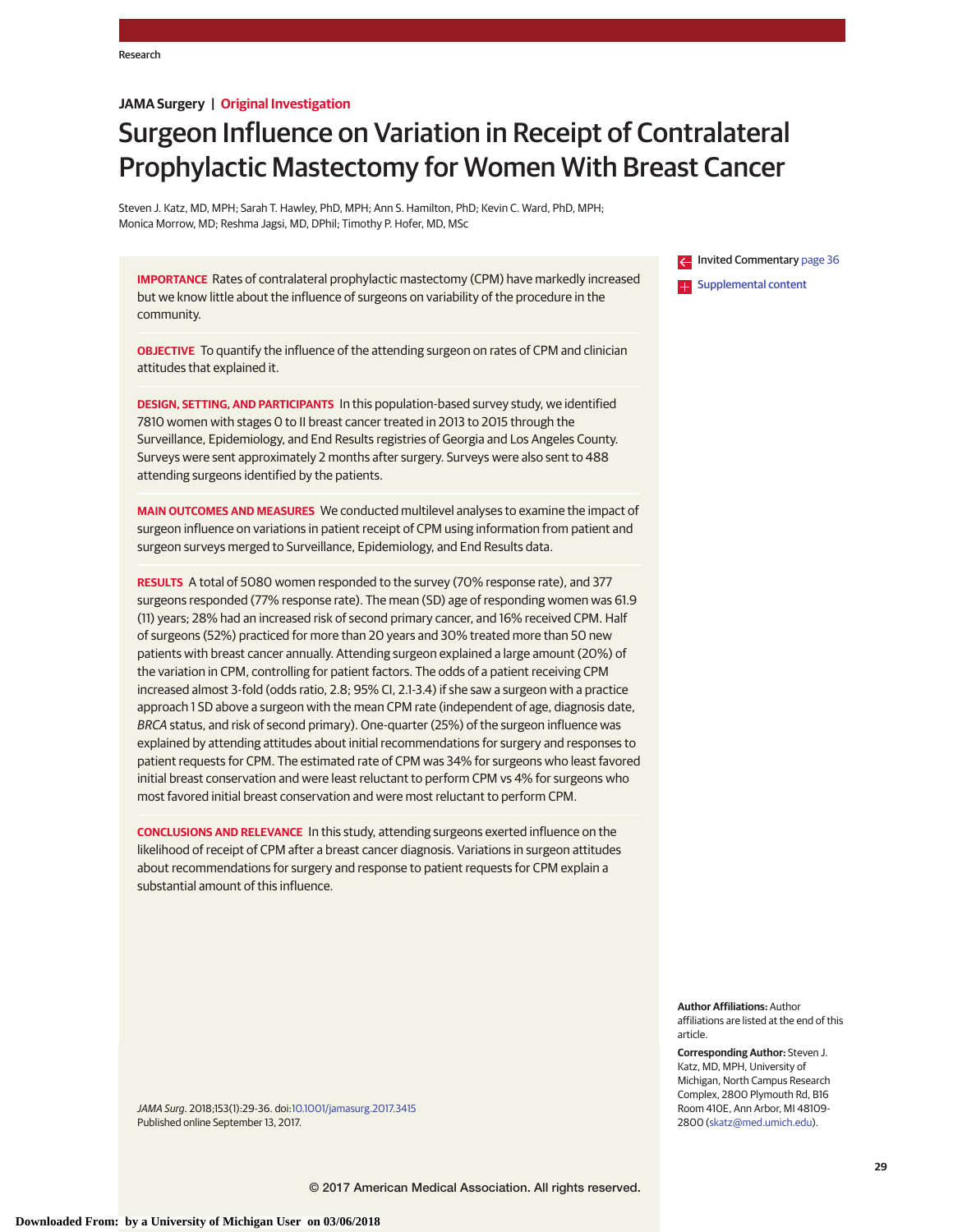Research

**JAMA Surgery | Original Investigation**

# Surgeon Influence on Variation in Receipt of Contralateral Prophylactic Mastectomy for Women With Breast Cancer

Steven J. Katz, MD, MPH; Sarah T. Hawley, PhD, MPH; Ann S. Hamilton, PhD; Kevin C. Ward, PhD, MPH; Monica Morrow, MD; Reshma Jagsi, MD, DPhil; Timothy P. Hofer, MD, MSc

Invited Commentary page 36

Supplemental content

**IMPORTANCE** Rates of contralateral prophylactic mastectomy (CPM) have markedly increased but we know little about the influence of surgeons on variability of the procedure in the community.

**OBJECTIVE** To quantify the influence of the attending surgeon on rates of CPM and clinician attitudes that explained it.

**DESIGN, SETTING, AND PARTICIPANTS** In this population-based survey study, we identified 7810 women with stages 0 to II breast cancer treated in 2013 to 2015 through the Surveillance, Epidemiology, and End Results registries of Georgia and Los Angeles County. Surveys were sent approximately 2 months after surgery. Surveys were also sent to 488 attending surgeons identified by the patients.

**MAIN OUTCOMES AND MEASURES** We conducted multilevel analyses to examine the impact of surgeon influence on variations in patient receipt of CPM using information from patient and surgeon surveys merged to Surveillance, Epidemiology, and End Results data.

**RESULTS** A total of 5080 women responded to the survey (70% response rate), and 377 surgeons responded (77% response rate). The mean (SD) age of responding women was 61.9 (11) years; 28% had an increased risk of second primary cancer, and 16% received CPM. Half of surgeons (52%) practiced for more than 20 years and 30% treated more than 50 new patients with breast cancer annually. Attending surgeon explained a large amount (20%) of the variation in CPM, controlling for patient factors. The odds of a patient receiving CPM increased almost 3-fold (odds ratio, 2.8; 95% CI, 2.1-3.4) if she saw a surgeon with a practice approach 1 SD above a surgeon with the mean CPM rate (independent of age, diagnosis date, *BRCA* status, and risk of second primary). One-quarter (25%) of the surgeon influence was explained by attending attitudes about initial recommendations for surgery and responses to patient requests for CPM. The estimated rate of CPM was 34% for surgeons who least favored initial breast conservation and were least reluctant to perform CPM vs 4% for surgeons who most favored initial breast conservation and were most reluctant to perform CPM.

**CONCLUSIONS AND RELEVANCE** In this study, attending surgeons exerted influence on the likelihood of receipt of CPM after a breast cancer diagnosis. Variations in surgeon attitudes about recommendations for surgery and response to patient requests for CPM explain a substantial amount of this influence.

*JAMA Surg*. 2018;153(1):29-36. doi:10.1001/jamasurg.2017.3415
Published online September 13, 2017.

**Author Affiliations:** Author affiliations are listed at the end of this article.

**Corresponding Author:** Steven J. Katz, MD, MPH, University of Michigan, North Campus Research Complex, 2800 Plymouth Rd, B16 Room 410E, Ann Arbor, MI 48109-2800 (skatz@med.umich.edu).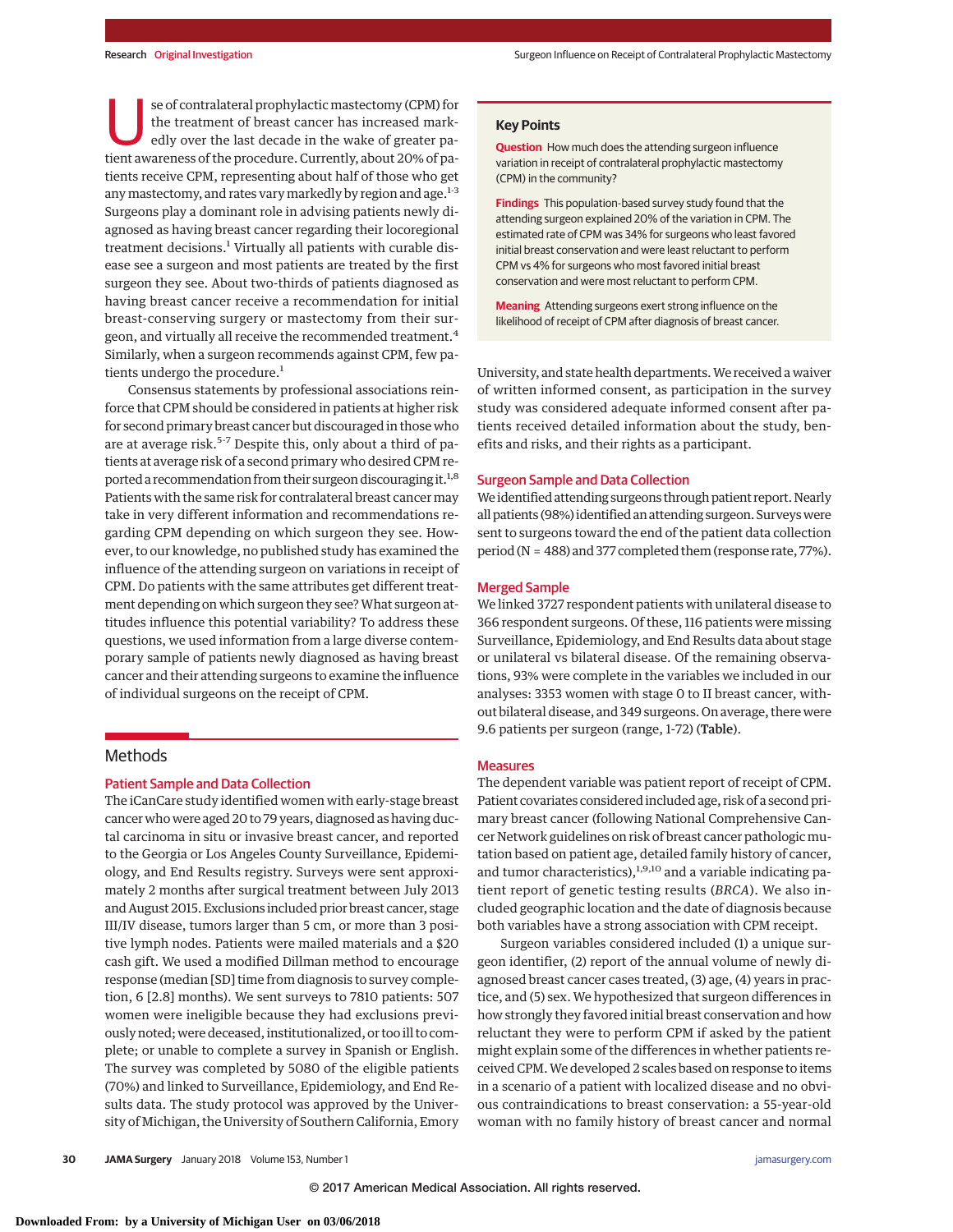Use of contralateral prophylactic mastectomy (CPM) for the treatment of breast cancer has increased markedly over the last decade in the wake of greater patient awareness of the procedure. Currently, about 20% of patients receive CPM, representing about half of those who get any mastectomy, and rates vary markedly by region and age.[1-3] Surgeons play a dominant role in advising patients newly diagnosed as having breast cancer regarding their locoregional treatment decisions.[1] Virtually all patients with curable disease see a surgeon and most patients are treated by the first surgeon they see. About two-thirds of patients diagnosed as having breast cancer receive a recommendation for initial breast-conserving surgery or mastectomy from their surgeon, and virtually all receive the recommended treatment.[4] Similarly, when a surgeon recommends against CPM, few patients undergo the procedure.[1]

Consensus statements by professional associations reinforce that CPM should be considered in patients at higher risk for second primary breast cancer but discouraged in those who are at average risk.[5-7] Despite this, only about a third of patients at average risk of a second primary who desired CPM reported a recommendation from their surgeon discouraging it.[1,8] Patients with the same risk for contralateral breast cancer may take in very different information and recommendations regarding CPM depending on which surgeon they see. However, to our knowledge, no published study has examined the influence of the attending surgeon on variations in receipt of CPM. Do patients with the same attributes get different treatment depending on which surgeon they see? What surgeon attitudes influence this potential variability? To address these questions, we used information from a large diverse contemporary sample of patients newly diagnosed as having breast cancer and their attending surgeons to examine the influence of individual surgeons on the receipt of CPM.

> **Key Points**
>
> **Question** How much does the attending surgeon influence variation in receipt of contralateral prophylactic mastectomy (CPM) in the community?
>
> **Findings** This population-based survey study found that the attending surgeon explained 20% of the variation in CPM. The estimated rate of CPM was 34% for surgeons who least favored initial breast conservation and were least reluctant to perform CPM vs 4% for surgeons who most favored initial breast conservation and were most reluctant to perform CPM.
>
> **Meaning** Attending surgeons exert strong influence on the likelihood of receipt of CPM after diagnosis of breast cancer.

## Methods

### Patient Sample and Data Collection

The iCanCare study identified women with early-stage breast cancer who were aged 20 to 79 years, diagnosed as having ductal carcinoma in situ or invasive breast cancer, and reported to the Georgia or Los Angeles County Surveillance, Epidemiology, and End Results registry. Surveys were sent approximately 2 months after surgical treatment between July 2013 and August 2015. Exclusions included prior breast cancer, stage III/IV disease, tumors larger than 5 cm, or more than 3 positive lymph nodes. Patients were mailed materials and a $20 cash gift. We used a modified Dillman method to encourage response (median [SD] time from diagnosis to survey completion, 6 [2.8] months). We sent surveys to 7810 patients: 507 women were ineligible because they had exclusions previously noted; were deceased, institutionalized, or too ill to complete; or unable to complete a survey in Spanish or English. The survey was completed by 5080 of the eligible patients (70%) and linked to Surveillance, Epidemiology, and End Results data. The study protocol was approved by the University of Michigan, the University of Southern California, Emory University, and state health departments. We received a waiver of written informed consent, as participation in the survey study was considered adequate informed consent after patients received detailed information about the study, benefits and risks, and their rights as a participant.

### Surgeon Sample and Data Collection

We identified attending surgeons through patient report. Nearly all patients (98%) identified an attending surgeon. Surveys were sent to surgeons toward the end of the patient data collection period (N = 488) and 377 completed them (response rate, 77%).

### Merged Sample

We linked 3727 respondent patients with unilateral disease to 366 respondent surgeons. Of these, 116 patients were missing Surveillance, Epidemiology, and End Results data about stage or unilateral vs bilateral disease. Of the remaining observations, 93% were complete in the variables we included in our analyses: 3353 women with stage 0 to II breast cancer, without bilateral disease, and 349 surgeons. On average, there were 9.6 patients per surgeon (range, 1-72) (**Table**).

### Measures

The dependent variable was patient report of receipt of CPM. Patient covariates considered included age, risk of a second primary breast cancer (following National Comprehensive Cancer Network guidelines on risk of breast cancer pathologic mutation based on patient age, detailed family history of cancer, and tumor characteristics),[1,9,10] and a variable indicating patient report of genetic testing results (*BRCA*). We also included geographic location and the date of diagnosis because both variables have a strong association with CPM receipt.

Surgeon variables considered included (1) a unique surgeon identifier, (2) report of the annual volume of newly diagnosed breast cancer cases treated, (3) age, (4) years in practice, and (5) sex. We hypothesized that surgeon differences in how strongly they favored initial breast conservation and how reluctant they were to perform CPM if asked by the patient might explain some of the differences in whether patients received CPM. We developed 2 scales based on response to items in a scenario of a patient with localized disease and no obvious contraindications to breast conservation: a 55-year-old woman with no family history of breast cancer and normal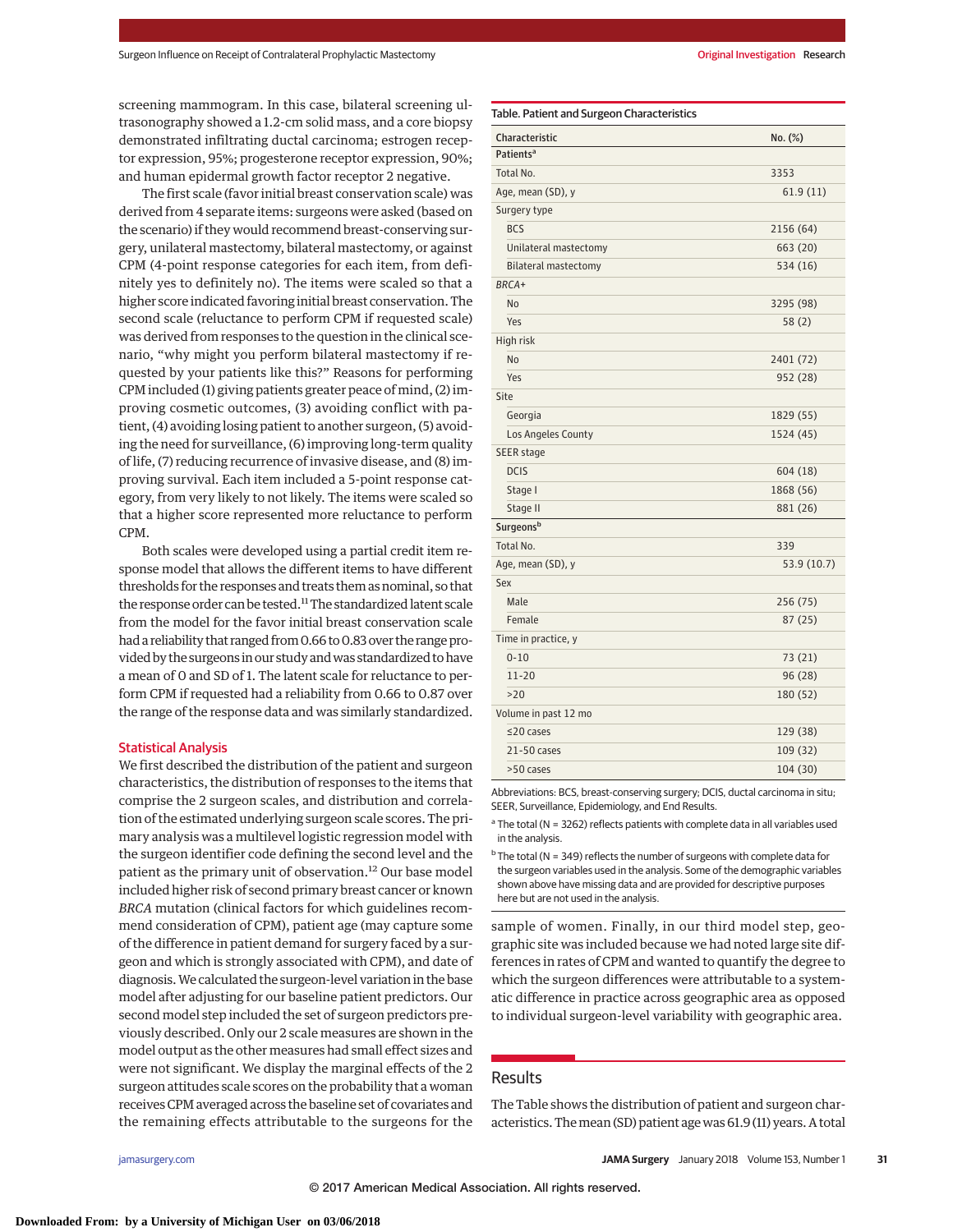screening mammogram. In this case, bilateral screening ultrasonography showed a 1.2-cm solid mass, and a core biopsy demonstrated infiltrating ductal carcinoma; estrogen receptor expression, 95%; progesterone receptor expression, 90%; and human epidermal growth factor receptor 2 negative.

The first scale (favor initial breast conservation scale) was derived from 4 separate items: surgeons were asked (based on the scenario) if they would recommend breast-conserving surgery, unilateral mastectomy, bilateral mastectomy, or against CPM (4-point response categories for each item, from definitely yes to definitely no). The items were scaled so that a higher score indicated favoring initial breast conservation. The second scale (reluctance to perform CPM if requested scale) was derived from responses to the question in the clinical scenario, "why might you perform bilateral mastectomy if requested by your patients like this?" Reasons for performing CPM included (1) giving patients greater peace of mind, (2) improving cosmetic outcomes, (3) avoiding conflict with patient, (4) avoiding losing patient to another surgeon, (5) avoiding the need for surveillance, (6) improving long-term quality of life, (7) reducing recurrence of invasive disease, and (8) improving survival. Each item included a 5-point response category, from very likely to not likely. The items were scaled so that a higher score represented more reluctance to perform CPM.

Both scales were developed using a partial credit item response model that allows the different items to have different thresholds for the responses and treats them as nominal, so that the response order can be tested.[11] The standardized latent scale from the model for the favor initial breast conservation scale had a reliability that ranged from 0.66 to 0.83 over the range provided by the surgeons in our study and was standardized to have a mean of 0 and SD of 1. The latent scale for reluctance to perform CPM if requested had a reliability from 0.66 to 0.87 over the range of the response data and was similarly standardized.

### Statistical Analysis

We first described the distribution of the patient and surgeon characteristics, the distribution of responses to the items that comprise the 2 surgeon scales, and distribution and correlation of the estimated underlying surgeon scale scores. The primary analysis was a multilevel logistic regression model with the surgeon identifier code defining the surgeon level and the patient as the primary unit of observation.[12] Our base model included higher risk of second primary breast cancer or known *BRCA* mutation (clinical factors for which guidelines recommend consideration of CPM), patient age (may capture some of the difference in patient demand for surgery faced by a surgeon and which is strongly associated with CPM), and date of diagnosis. We calculated the surgeon-level variation in the base model after adjusting for our baseline patient predictors. Our second model step included the set of surgeon predictors previously described. Only our 2 scale measures are shown in the model output as the other measures had small effect sizes and were not significant. We display the marginal effects of the 2 surgeon attitudes scale scores on the probability that a woman receives CPM averaged across the baseline set of covariates and the remaining effects attributable to the surgeons for the sample of women. Finally, in our third model step, geographic site was included because we had noted large site differences in rates of CPM and wanted to quantify the degree to which the surgeon differences were attributable to a systematic difference in practice across geographic area as opposed to individual surgeon-level variability with geographic area.

**Table. Patient and Surgeon Characteristics**

| Characteristic | No. (%) |
|---|---|
| **Patients**[a] | |
| Total No. | 3353 |
| Age, mean (SD), y | 61.9 (11) |
| Surgery type | |
| BCS | 2156 (64) |
| Unilateral mastectomy | 663 (20) |
| Bilateral mastectomy | 534 (16) |
| *BRCA*+ | |
| No | 3295 (98) |
| Yes | 58 (2) |
| High risk | |
| No | 2401 (72) |
| Yes | 952 (28) |
| Site | |
| Georgia | 1829 (55) |
| Los Angeles County | 1524 (45) |
| SEER stage | |
| DCIS | 604 (18) |
| Stage I | 1868 (56) |
| Stage II | 881 (26) |
| **Surgeons**[b] | |
| Total No. | 339 |
| Age, mean (SD), y | 53.9 (10.7) |
| Sex | |
| Male | 256 (75) |
| Female | 87 (25) |
| Time in practice, y | |
| 0-10 | 73 (21) |
| 11-20 | 96 (28) |
| >20 | 180 (52) |
| Volume in past 12 mo | |
| ≤20 cases | 129 (38) |
| 21-50 cases | 109 (32) |
| >50 cases | 104 (30) |

Abbreviations: BCS, breast-conserving surgery; DCIS, ductal carcinoma in situ; SEER, Surveillance, Epidemiology, and End Results.

[a] The total (N = 3262) reflects patients with complete data in all variables used in the analysis.

[b] The total (N = 349) reflects the number of surgeons with complete data for the surgeon variables used in the analysis. Some of the demographic variables shown above have missing data and are provided for descriptive purposes here but are not used in the analysis.

## Results

The Table shows the distribution of patient and surgeon characteristics. The mean (SD) patient age was 61.9 (11) years. A total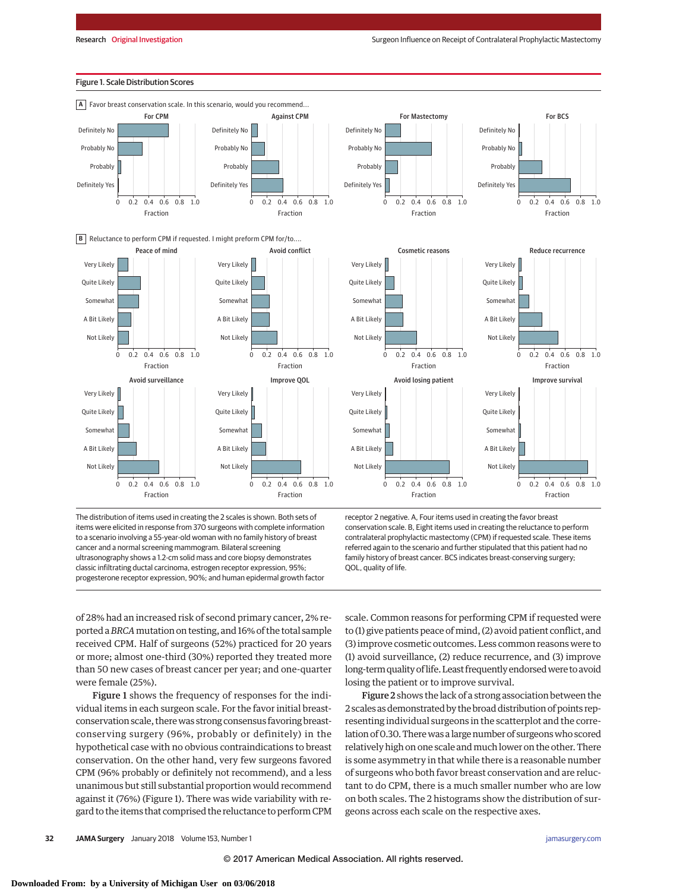## Figure 1. Scale Distribution Scores

A Favor breast conservation scale. In this scenario, would you recommend...

B Reluctance to perform CPM if requested. I might preform CPM for/to....

The distribution of items used in creating the 2 scales is shown. Both sets of items were elicited in response from 370 surgeons with complete information to a scenario involving a 55-year-old woman with no family history of breast cancer and a normal screening mammogram. Bilateral screening ultrasonography shows a 1.2-cm solid mass and core biopsy demonstrates classic infiltrating ductal carcinoma, estrogen receptor expression, 95%; progesterone receptor expression, 90%; and human epidermal growth factor receptor 2 negative. A, Four items used in creating the favor breast conservation scale. B, Eight items used in creating the reluctance to perform contralateral prophylactic mastectomy (CPM) if requested scale. These items referred again to the scenario and further stipulated that this patient had no family history of breast cancer. BCS indicates breast-conserving surgery; QOL, quality of life.

of 28% had an increased risk of second primary cancer, 2% reported a *BRCA* mutation on testing, and 16% of the total sample received CPM. Half of surgeons (52%) practiced for 20 years or more; almost one-third (30%) reported they treated more than 50 new cases of breast cancer per year; and one-quarter were female (25%).

**Figure 1** shows the frequency of responses for the individual items in each surgeon scale. For the favor initial breast-conservation scale, there was strong consensus favoring breast-conserving surgery (96%, probably or definitely) in the hypothetical case with no obvious contraindications to breast conservation. On the other hand, very few surgeons favored CPM (96% probably or definitely not recommend), and a less unanimous but still substantial proportion would recommend against it (76%) (Figure 1). There was wide variability with regard to the items that comprised the reluctance to perform CPM scale. Common reasons for performing CPM if requested were to (1) give patients peace of mind, (2) avoid patient conflict, and (3) improve cosmetic outcomes. Less common reasons were to (1) avoid surveillance, (2) reduce recurrence, and (3) improve long-term quality of life. Least frequently endorsed were to avoid losing the patient or to improve survival.

**Figure 2** shows the lack of a strong association between the 2 scales as demonstrated by the broad distribution of points representing individual surgeons in the scatterplot and the correlation of 0.30. There was a large number of surgeons who scored relatively high on one scale and much lower on the other. There is some asymmetry in that while there is a reasonable number of surgeons who both favor breast conservation and are reluctant to do CPM, there is a much smaller number who are low on both scales. The 2 histograms show the distribution of surgeons across each scale on the respective axes.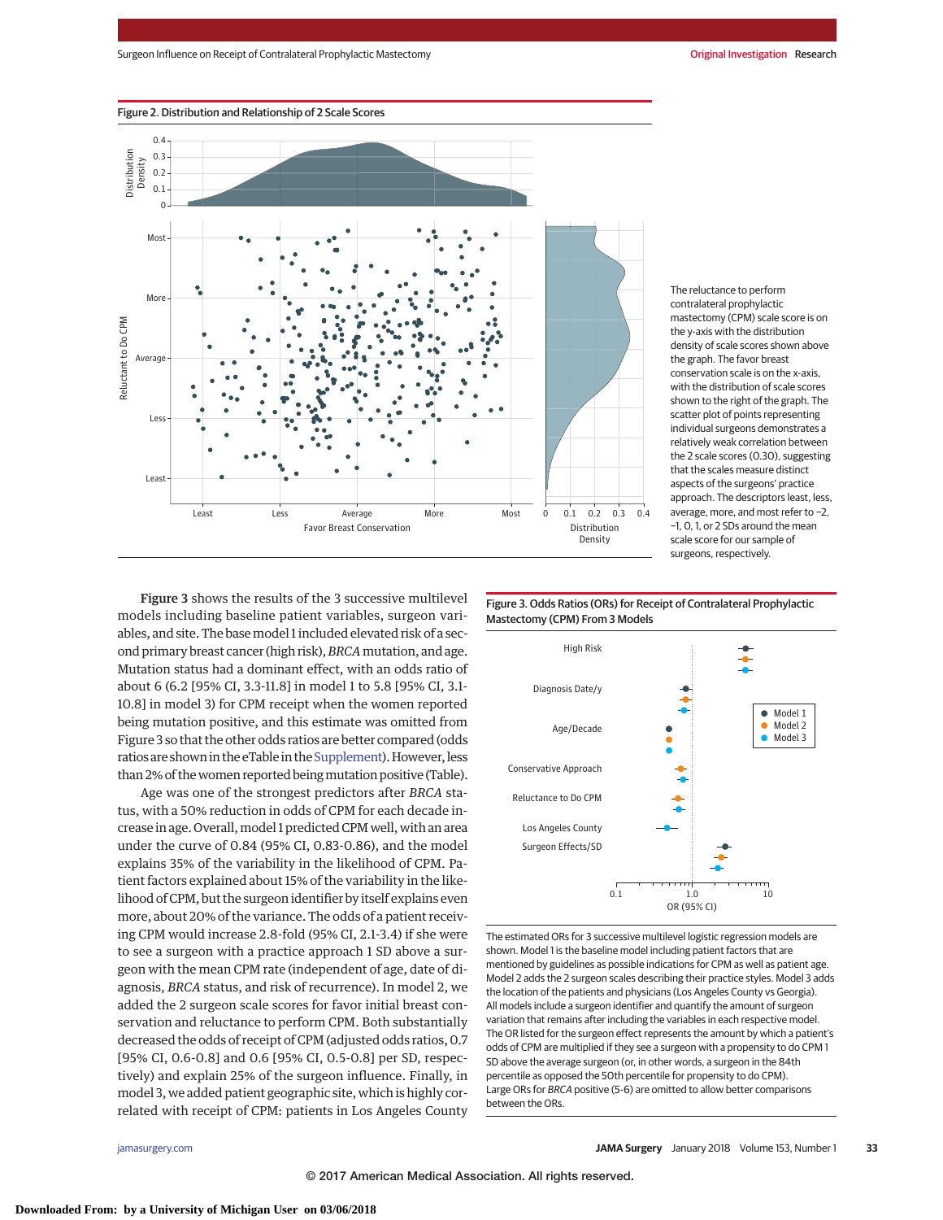Figure 2. Distribution and Relationship of 2 Scale Scores

The reluctance to perform contralateral prophylactic mastectomy (CPM) scale score is on the y-axis with the distribution density of scale scores shown above the graph. The favor breast conservation scale is on the x-axis, with the distribution of scale scores shown to the right of the graph. The scatter plot of points representing individual surgeons demonstrates a relatively weak correlation between the 2 scale scores (0.30), suggesting that the scales measure distinct aspects of the surgeons' practice approach. The descriptors least, less, average, more, and most refer to −2, −1, 0, 1, or 2 SDs around the mean scale score for our sample of surgeons, respectively.

**Figure 3** shows the results of the 3 successive multilevel models including baseline patient variables, surgeon variables, and site. The base model 1 included elevated risk of a second primary breast cancer (high risk), *BRCA* mutation, and age. Mutation status had a dominant effect, with an odds ratio of about 6 (6.2 [95% CI, 3.3-11.8] in model 1 to 5.8 [95% CI, 3.1-10.8] in model 3) for CPM receipt when the women reported being mutation positive, and this estimate was omitted from Figure 3 so that the other odds ratios are better compared (odds ratios are shown in the eTable in the Supplement). However, less than 2% of the women reported being mutation positive (Table).

Age was one of the strongest predictors after *BRCA* status, with a 50% reduction in odds of CPM for each decade increase in age. Overall, model 1 predicted CPM well, with an area under the curve of 0.84 (95% CI, 0.83-0.86), and the model explains 35% of the variability in the likelihood of CPM. Patient factors explained about 15% of the variability in the likelihood of CPM, but the surgeon identifier by itself explains even more, about 20% of the variance. The odds of a patient receiving CPM would increase 2.8-fold (95% CI, 2.1-3.4) if she were to see a surgeon with a practice approach 1 SD above a surgeon with the mean CPM rate (independent of age, date of diagnosis, *BRCA* status, and risk of recurrence). In model 2, we added the 2 surgeon scale scores for favor initial breast conservation and reluctance to perform CPM. Both substantially decreased the odds of receipt of CPM (adjusted odds ratios, 0.7 [95% CI, 0.6-0.8] and 0.6 [95% CI, 0.5-0.8] per SD, respectively) and explain 25% of the surgeon influence. Finally, in model 3, we added patient geographic site, which is highly correlated with receipt of CPM: patients in Los Angeles County

Figure 3. Odds Ratios (ORs) for Receipt of Contralateral Prophylactic Mastectomy (CPM) From 3 Models

The estimated ORs for 3 successive multilevel logistic regression models are shown. Model 1 is the baseline model including patient factors that are mentioned by guidelines as possible indications for CPM as well as patient age. Model 2 adds the 2 surgeon scales describing their practice styles. Model 3 adds the location of the patients and physicians (Los Angeles County vs Georgia). All models include a surgeon identifier and quantify the amount of surgeon variation that remains after including the variables in each respective model. The OR listed for the surgeon effect represents the amount by which a patient's odds of CPM are multiplied if they see a surgeon with a propensity to do CPM 1 SD above the average surgeon (or, in other words, a surgeon in the 84th percentile as opposed the 50th percentile for propensity to do CPM). Large ORs for *BRCA* positive (5-6) are omitted to allow better comparisons between the ORs.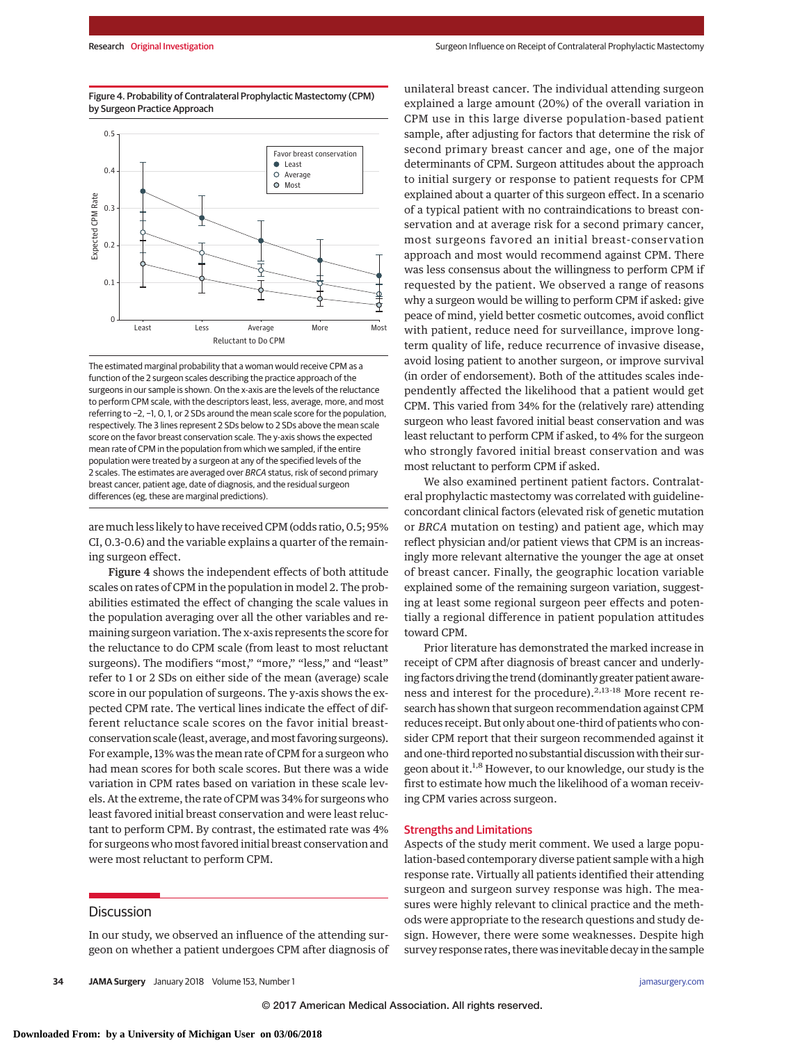Figure 4. Probability of Contralateral Prophylactic Mastectomy (CPM) by Surgeon Practice Approach

The estimated marginal probability that a woman would receive CPM as a function of the 2 surgeon scales describing the practice approach of the surgeons in our sample is shown. On the x-axis are the levels of the reluctance to perform CPM scale, with the descriptors least, less, average, more, and most referring to −2, −1, 0, 1, or 2 SDs around the mean scale score for the population, respectively. The 3 lines represent 2 SDs below to 2 SDs above the mean scale score on the favor breast conservation scale. The y-axis shows the expected mean rate of CPM in the population from which we sampled, if the entire population were treated by a surgeon at any of the specified levels of the 2 scales. The estimates are averaged over *BRCA* status, risk of second primary breast cancer, patient age, date of diagnosis, and the residual surgeon differences (eg, these are marginal predictions).

are much less likely to have received CPM (odds ratio, 0.5; 95% CI, 0.3-0.6) and the variable explains a quarter of the remaining surgeon effect.

**Figure 4** shows the independent effects of both attitude scales on rates of CPM in the population in model 2. The probabilities estimated the effect of changing the scale values in the population averaging over all the other variables and remaining surgeon variation. The x-axis represents the score for the reluctance to do CPM scale (from least to most reluctant surgeons). The modifiers "most," "more," "less," and "least" refer to 1 or 2 SDs on either side of the mean (average) scale score in our population of surgeons. The y-axis shows the expected CPM rate. The vertical lines indicate the effect of different reluctance scale scores on the favor initial breast-conservation scale (least, average, and most favoring surgeons). For example, 13% was the mean rate of CPM for a surgeon who had mean scores for both scale scores. But there was a wide variation in CPM rates based on variation in these scale levels. At the extreme, the rate of CPM was 34% for surgeons who least favored initial breast conservation and were least reluctant to perform CPM. By contrast, the estimated rate was 4% for surgeons who most favored initial breast conservation and were most reluctant to perform CPM.

## Discussion

In our study, we observed an influence of the attending surgeon on whether a patient undergoes CPM after diagnosis of unilateral breast cancer. The individual attending surgeon explained a large amount (20%) of the overall variation in CPM use in this large diverse population-based patient sample, after adjusting for factors that determine the risk of second primary breast cancer and age, one of the major determinants of CPM. Surgeon attitudes about the approach to initial surgery or response to patient requests for CPM explained about a quarter of this surgeon effect. In a scenario of a typical patient with no contraindications to breast conservation and at average risk for a second primary cancer, most surgeons favored an initial breast-conservation approach and most would recommend against CPM. There was less consensus about the willingness to perform CPM if requested by the patient. We observed a range of reasons why a surgeon would be willing to perform CPM if asked: give peace of mind, yield better cosmetic outcomes, avoid conflict with patient, reduce need for surveillance, improve long-term quality of life, reduce recurrence of invasive disease, avoid losing patient to another surgeon, or improve survival (in order of endorsement). Both of the attitudes scales independently affected the likelihood that a patient would get CPM. This varied from 34% for the (relatively rare) attending surgeon who least favored initial beast conservation and was least reluctant to perform CPM if asked, to 4% for the surgeon who strongly favored initial breast conservation and was most reluctant to perform CPM if asked.

We also examined pertinent patient factors. Contralateral prophylactic mastectomy was correlated with guideline-concordant clinical factors (elevated risk of genetic mutation or *BRCA* mutation on testing) and patient age, which may reflect physician and/or patient views that CPM is an increasingly more relevant alternative the younger the age at onset of breast cancer. Finally, the geographic location variable explained some of the remaining surgeon variation, suggesting at least some regional surgeon peer effects and potentially a regional difference in patient population attitudes toward CPM.

Prior literature has demonstrated the marked increase in receipt of CPM after diagnosis of breast cancer and underlying factors driving the trend (dominantly greater patient awareness and interest for the procedure).[2,13-18] More recent research has shown that surgeon recommendation against CPM reduces receipt. But only about one-third of patients who consider CPM report that their surgeon recommended against it and one-third reported no substantial discussion with their surgeon about it.[1,8] However, to our knowledge, our study is the first to estimate how much the likelihood of a woman receiving CPM varies across surgeon.

### Strengths and Limitations

Aspects of the study merit comment. We used a large population-based contemporary diverse patient sample with a high response rate. Virtually all patients identified their attending surgeon and surgeon survey response was high. The measures were highly relevant to clinical practice and the methods were appropriate to the research questions and study design. However, there were some weaknesses. Despite high survey response rates, there was inevitable decay in the sample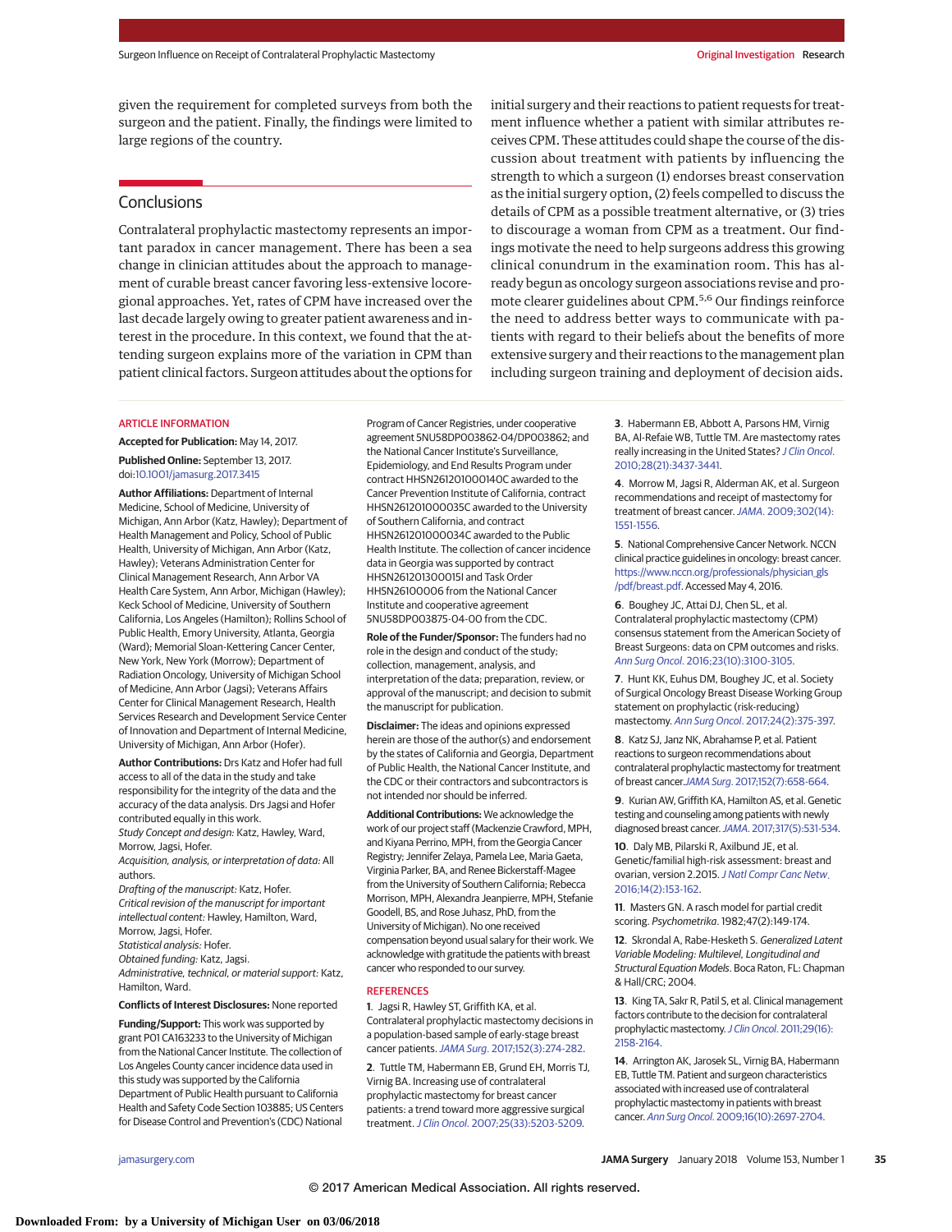given the requirement for completed surveys from both the surgeon and the patient. Finally, the findings were limited to large regions of the country.

## Conclusions

Contralateral prophylactic mastectomy represents an important paradox in cancer management. There has been a sea change in clinician attitudes about the approach to management of curable breast cancer favoring less-extensive locoregional approaches. Yet, rates of CPM have increased over the last decade largely owing to greater patient awareness and interest in the procedure. In this context, we found that the attending surgeon explains more of the variation in CPM than patient clinical factors. Surgeon attitudes about the options for initial surgery and their reactions to patient requests for treatment influence whether a patient with similar attributes receives CPM. These attitudes could shape the course of the discussion about treatment with patients by influencing the strength to which a surgeon (1) endorses breast conservation as the initial surgery option, (2) feels compelled to discuss the details of CPM as a possible treatment alternative, or (3) tries to discourage a woman from CPM as a treatment. Our findings motivate the need to help surgeons address this growing clinical conundrum in the examination room. This has already begun as oncology surgeon associations revise and promote clearer guidelines about CPM.[5,6] Our findings reinforce the need to address better ways to communicate with patients with regard to their beliefs about the benefits of more extensive surgery and their reactions to the management plan including surgeon training and deployment of decision aids.

ARTICLE INFORMATION

**Accepted for Publication:** May 14, 2017.

**Published Online:** September 13, 2017. doi:10.1001/jamasurg.2017.3415

**Author Affiliations:** Department of Internal Medicine, School of Medicine, University of Michigan, Ann Arbor (Katz, Hawley); Department of Health Management and Policy, School of Public Health, University of Michigan, Ann Arbor (Katz, Hawley); Veterans Administration Center for Clinical Management Research, Ann Arbor VA Health Care System, Ann Arbor, Michigan (Hawley); Keck School of Medicine, University of Southern California, Los Angeles (Hamilton); Rollins School of Public Health, Emory University, Atlanta, Georgia (Ward); Memorial Sloan-Kettering Cancer Center, New York, New York (Morrow); Department of Radiation Oncology, University of Michigan School of Medicine, Ann Arbor (Jagsi); Veterans Affairs Center for Clinical Management Research, Health Services Research and Development Service Center of Innovation and Department of Internal Medicine, University of Michigan, Ann Arbor (Hofer).

**Author Contributions:** Drs Katz and Hofer had full access to all of the data in the study and take responsibility for the integrity of the data and the accuracy of the data analysis. Drs Jagsi and Hofer contributed equally in this work.
*Study Concept and design:* Katz, Hawley, Ward, Morrow, Jagsi, Hofer.
*Acquisition, analysis, or interpretation of data:* All authors.
*Drafting of the manuscript:* Katz, Hofer.
*Critical revision of the manuscript for important intellectual content:* Hawley, Hamilton, Ward, Morrow, Jagsi, Hofer.
*Statistical analysis:* Hofer.
*Obtained funding:* Katz, Jagsi.
*Administrative, technical, or material support:* Katz, Hamilton, Ward.

**Conflicts of Interest Disclosures:** None reported

**Funding/Support:** This work was supported by grant P01 CA163233 to the University of Michigan from the National Cancer Institute. The collection of Los Angeles County cancer incidence data used in this study was supported by the California Department of Public Health pursuant to California Health and Safety Code Section 103885; US Centers for Disease Control and Prevention's (CDC) National Program of Cancer Registries, under cooperative agreement 5NU58DP003862-04/DP003862; and the National Cancer Institute's Surveillance, Epidemiology, and End Results Program under contract HHSN261201000140C awarded to the Cancer Prevention Institute of California, contract HHSN261201000035C awarded to the University of Southern California, and contract HHSN261201000034C awarded to the Public Health Institute. The collection of cancer incidence data in Georgia was supported by contract HHSN261201300015I and Task Order HHSN26100006 from the National Cancer Institute and cooperative agreement 5NU58DP003875-04-00 from the CDC.

**Role of the Funder/Sponsor:** The funders had no role in the design and conduct of the study; collection, management, analysis, and interpretation of the data; preparation, review, or approval of the manuscript; and decision to submit the manuscript for publication.

**Disclaimer:** The ideas and opinions expressed herein are those of the author(s) and endorsement by the states of California and Georgia, Department of Public Health, the National Cancer Institute, and the CDC or their contractors and subcontractors is not intended nor should be inferred.

**Additional Contributions:** We acknowledge the work of our project staff (Mackenzie Crawford, MPH, and Kiyana Perrino, MPH, from the Georgia Cancer Registry; Jennifer Zelaya, Pamela Lee, Maria Gaeta, Virginia Parker, BA, and Renee Bickerstaff-Magee from the University of Southern California; Rebecca Morrison, MPH, Alexandra Jeanpierre, MPH, Stefanie Goodell, BS, and Rose Juhasz, PhD, from the University of Michigan). No one received compensation beyond usual salary for their work. We acknowledge with gratitude the patients with breast cancer who responded to our survey.

REFERENCES

1. Jagsi R, Hawley ST, Griffith KA, et al. Contralateral prophylactic mastectomy decisions in a population-based sample of early-stage breast cancer patients. *JAMA Surg*. 2017;152(3):274-282.

2. Tuttle TM, Habermann EB, Grund EH, Morris TJ, Virnig BA. Increasing use of contralateral prophylactic mastectomy for breast cancer patients: a trend toward more aggressive surgical treatment. *J Clin Oncol*. 2007;25(33):5203-5209.

3. Habermann EB, Abbott A, Parsons HM, Virnig BA, Al-Refaie WB, Tuttle TM. Are mastectomy rates really increasing in the United States? *J Clin Oncol*. 2010;28(21):3437-3441.

4. Morrow M, Jagsi R, Alderman AK, et al. Surgeon recommendations and receipt of mastectomy for treatment of breast cancer. *JAMA*. 2009;302(14):1551-1556.

5. National Comprehensive Cancer Network. NCCN clinical practice guidelines in oncology: breast cancer. https://www.nccn.org/professionals/physician_gls/pdf/breast.pdf. Accessed May 4, 2016.

6. Boughey JC, Attai DJ, Chen SL, et al. Contralateral prophylactic mastectomy (CPM) consensus statement from the American Society of Breast Surgeons: data on CPM outcomes and risks. *Ann Surg Oncol*. 2016;23(10):3100-3105.

7. Hunt KK, Euhus DM, Boughey JC, et al. Society of Surgical Oncology Breast Disease Working Group statement on prophylactic (risk-reducing) mastectomy. *Ann Surg Oncol*. 2017;24(2):375-397.

8. Katz SJ, Janz NK, Abrahamse P, et al. Patient reactions to surgeon recommendations about contralateral prophylactic mastectomy for treatment of breast cancer. *JAMA Surg*. 2017;152(7):658-664.

9. Kurian AW, Griffith KA, Hamilton AS, et al. Genetic testing and counseling among patients with newly diagnosed breast cancer. *JAMA*. 2017;317(5):531-534.

10. Daly MB, Pilarski R, Axilbund JE, et al. Genetic/familial high-risk assessment: breast and ovarian, version 2.2015. *J Natl Compr Canc Netw*. 2016;14(2):153-162.

11. Masters GN. A rasch model for partial credit scoring. *Psychometrika*. 1982;47(2):149-174.

12. Skrondal A, Rabe-Hesketh S. *Generalized Latent Variable Modeling: Multilevel, Longitudinal and Structural Equation Models*. Boca Raton, FL: Chapman & Hall/CRC; 2004.

13. King TA, Sakr R, Patil S, et al. Clinical management factors contribute to the decision for contralateral prophylactic mastectomy. *J Clin Oncol*. 2011;29(16):2158-2164.

14. Arrington AK, Jarosek SL, Virnig BA, Habermann EB, Tuttle TM. Patient and surgeon characteristics associated with increased use of contralateral prophylactic mastectomy in patients with breast cancer. *Ann Surg Oncol*. 2009;16(10):2697-2704.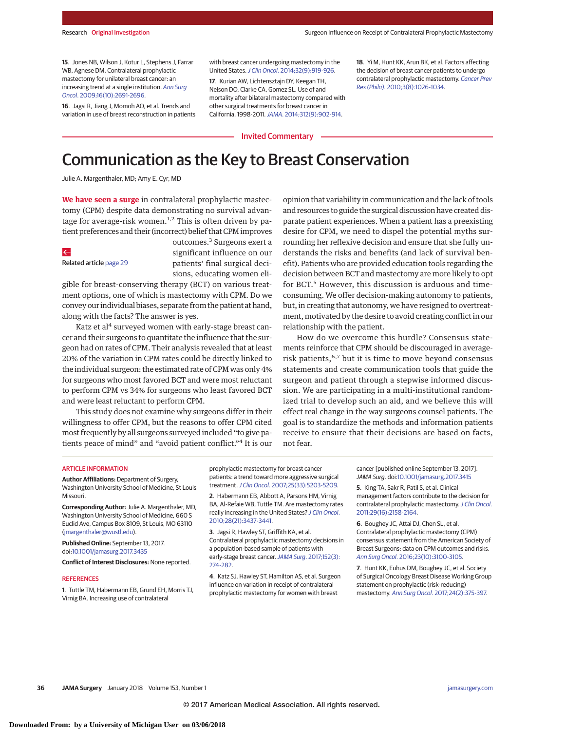15. Jones NB, Wilson J, Kotur L, Stephens J, Farrar WB, Agnese DM. Contralateral prophylactic mastectomy for unilateral breast cancer: an increasing trend at a single institution. *Ann Surg Oncol*. 2009;16(10):2691-2696.

16. Jagsi R, Jiang J, Momoh AO, et al. Trends and variation in use of breast reconstruction in patients with breast cancer undergoing mastectomy in the United States. *J Clin Oncol*. 2014;32(9):919-926.

17. Kurian AW, Lichtensztajn DY, Keegan TH, Nelson DO, Clarke CA, Gomez SL. Use of and mortality after bilateral mastectomy compared with other surgical treatments for breast cancer in California, 1998-2011. *JAMA*. 2014;312(9):902-914.

18. Yi M, Hunt KK, Arun BK, et al. Factors affecting the decision of breast cancer patients to undergo contralateral prophylactic mastectomy. *Cancer Prev Res (Phila)*. 2010;3(8):1026-1034.

Invited Commentary

# Communication as the Key to Breast Conservation

Julie A. Margenthaler, MD; Amy E. Cyr, MD

Related article page 29

**We have seen a surge** in contralateral prophylactic mastectomy (CPM) despite data demonstrating no survival advantage for average-risk women.[1,2] This is often driven by patient preferences and their (incorrect) belief that CPM improves outcomes.[3] Surgeons exert a significant influence on our patients' final surgical decisions, educating women eligible for breast-conserving therapy (BCT) on various treatment options, one of which is mastectomy with CPM. Do we convey our individual biases, separate from the patient at hand, along with the facts? The answer is yes.

Katz et al[4] surveyed women with early-stage breast cancer and their surgeons to quantitate the influence that the surgeon had on rates of CPM. Their analysis revealed that at least 20% of the variation in CPM rates could be directly linked to the individual surgeon: the estimated rate of CPM was only 4% for surgeons who most favored BCT and were most reluctant to perform CPM vs 34% for surgeons who least favored BCT and were least reluctant to perform CPM.

This study does not examine why surgeons differ in their willingness to offer CPM, but the reasons to offer CPM cited most frequently by all surgeons surveyed included "to give patients peace of mind" and "avoid patient conflict."[4] It is our opinion that variability in communication and the lack of tools and resources to guide the surgical discussion have created disparate patient experiences. When a patient has a preexisting desire for CPM, we need to dispel the potential myths surrounding her reflexive decision and ensure that she fully understands the risks and benefits (and lack of survival benefit). Patients who are provided education tools regarding the decision between BCT and mastectomy are more likely to opt for BCT.[5] However, this discussion is arduous and time-consuming. We offer decision-making autonomy to patients, but, in creating that autonomy, we have resigned to overtreatment, motivated by the desire to avoid creating conflict in our relationship with the patient.

How do we overcome this hurdle? Consensus statements reinforce that CPM should be discouraged in average-risk patients,[6,7] but it is time to move beyond consensus statements and create communication tools that guide the surgeon and patient through a stepwise informed discussion. We are participating in a multi-institutional randomized trial to develop such an aid, and we believe this will effect real change in the way surgeons counsel patients. The goal is to standardize the methods and information patients receive to ensure that their decisions are based on facts, not fear.

## ARTICLE INFORMATION

**Author Affiliations:** Department of Surgery, Washington University School of Medicine, St Louis Missouri.

**Corresponding Author:** Julie A. Margenthaler, MD, Washington University School of Medicine, 660 S Euclid Ave, Campus Box 8109, St Louis, MO 63110 (jmargenthaler@wustl.edu).

**Published Online:** September 13, 2017. doi:10.1001/jamasurg.2017.3435

**Conflict of Interest Disclosures:** None reported.

## REFERENCES

1. Tuttle TM, Habermann EB, Grund EH, Morris TJ, Virnig BA. Increasing use of contralateral prophylactic mastectomy for breast cancer patients: a trend toward more aggressive surgical treatment. *J Clin Oncol*. 2007;25(33):5203-5209.

2. Habermann EB, Abbott A, Parsons HM, Virnig BA, Al-Refaie WB, Tuttle TM. Are mastectomy rates really increasing in the United States? *J Clin Oncol*. 2010;28(21):3437-3441.

3. Jagsi R, Hawley ST, Griffith KA, et al. Contralateral prophylactic mastectomy decisions in a population-based sample of patients with early-stage breast cancer. *JAMA Surg*. 2017;152(3):274-282.

4. Katz SJ, Hawley ST, Hamilton AS, et al. Surgeon influence on variation in receipt of contralateral prophylactic mastectomy for women with breast cancer [published online September 13, 2017]. *JAMA Surg*. doi:10.1001/jamasurg.2017.3415

5. King TA, Sakr R, Patil S, et al. Clinical management factors contribute to the decision for contralateral prophylactic mastectomy. *J Clin Oncol*. 2011;29(16):2158-2164.

6. Boughey JC, Attai DJ, Chen SL, et al. Contralateral prophylactic mastectomy (CPM) consensus statement from the American Society of Breast Surgeons: data on CPM outcomes and risks. *Ann Surg Oncol*. 2016;23(10):3100-3105.

7. Hunt KK, Euhus DM, Boughey JC, et al. Society of Surgical Oncology Breast Disease Working Group statement on prophylactic (risk-reducing) mastectomy. *Ann Surg Oncol*. 2017;24(2):375-397.